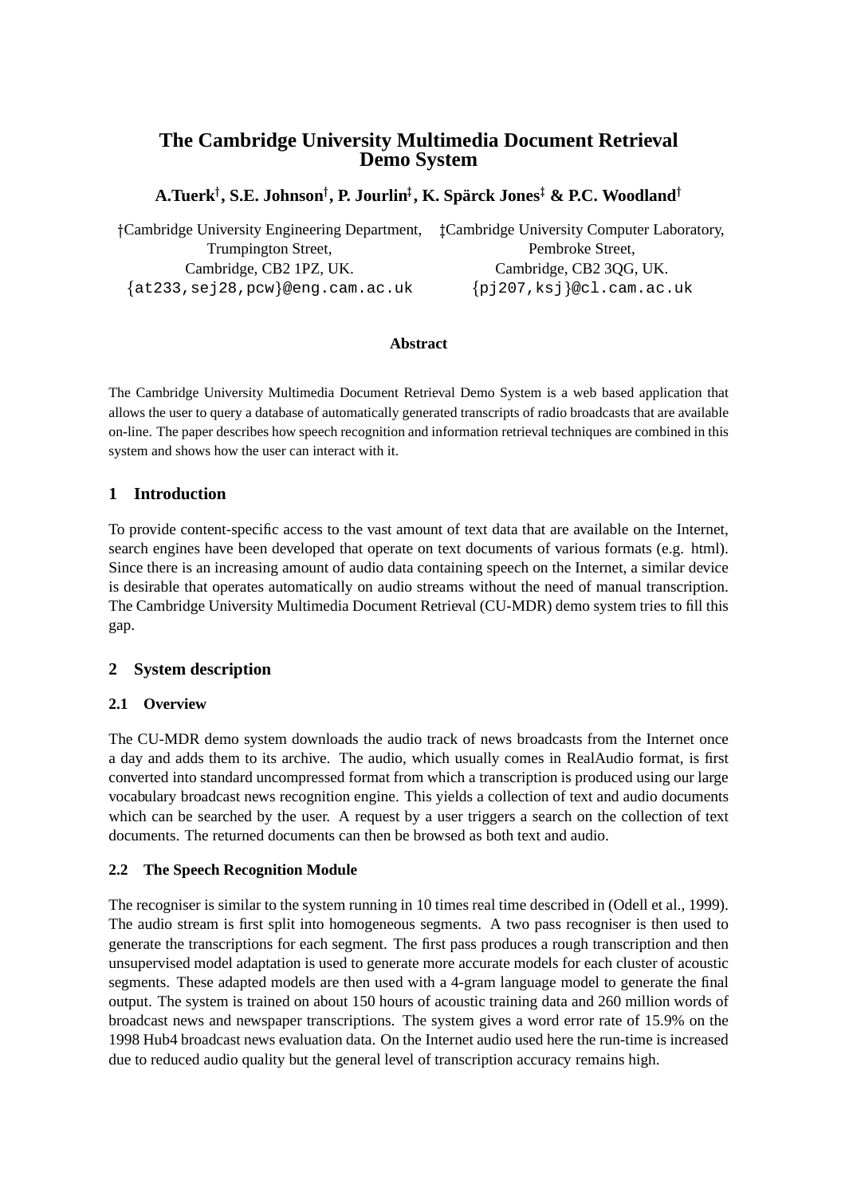# The Cambridge University Multimedia Document Retrieval Demo System

**A.Tuerk[†], S.E. Johnson[†], P. Jourlin[‡], K. Spärck Jones[‡] & P.C. Woodland[†]**

†Cambridge University Engineering Department,
Trumpington Street,
Cambridge, CB2 1PZ, UK.
{at233,sej28,pcw}@eng.cam.ac.uk

‡Cambridge University Computer Laboratory,
Pembroke Street,
Cambridge, CB2 3QG, UK.
{pj207,ksj}@cl.cam.ac.uk

**Abstract**

The Cambridge University Multimedia Document Retrieval Demo System is a web based application that allows the user to query a database of automatically generated transcripts of radio broadcasts that are available on-line. The paper describes how speech recognition and information retrieval techniques are combined in this system and shows how the user can interact with it.

## 1 Introduction

To provide content-specific access to the vast amount of text data that are available on the Internet, search engines have been developed that operate on text documents of various formats (e.g. html). Since there is an increasing amount of audio data containing speech on the Internet, a similar device is desirable that operates automatically on audio streams without the need of manual transcription. The Cambridge University Multimedia Document Retrieval (CU-MDR) demo system tries to fill this gap.

## 2 System description

### 2.1 Overview

The CU-MDR demo system downloads the audio track of news broadcasts from the Internet once a day and adds them to its archive. The audio, which usually comes in RealAudio format, is first converted into standard uncompressed format from which a transcription is produced using our large vocabulary broadcast news recognition engine. This yields a collection of text and audio documents which can be searched by the user. A request by a user triggers a search on the collection of text documents. The returned documents can then be browsed as both text and audio.

### 2.2 The Speech Recognition Module

The recogniser is similar to the system running in 10 times real time described in (Odell et al., 1999). The audio stream is first split into homogeneous segments. A two pass recogniser is then used to generate the transcriptions for each segment. The first pass produces a rough transcription and then unsupervised model adaptation is used to generate more accurate models for each cluster of acoustic segments. These adapted models are then used with a 4-gram language model to generate the final output. The system is trained on about 150 hours of acoustic training data and 260 million words of broadcast news and newspaper transcriptions. The system gives a word error rate of 15.9% on the 1998 Hub4 broadcast news evaluation data. On the Internet audio used here the run-time is increased due to reduced audio quality but the general level of transcription accuracy remains high.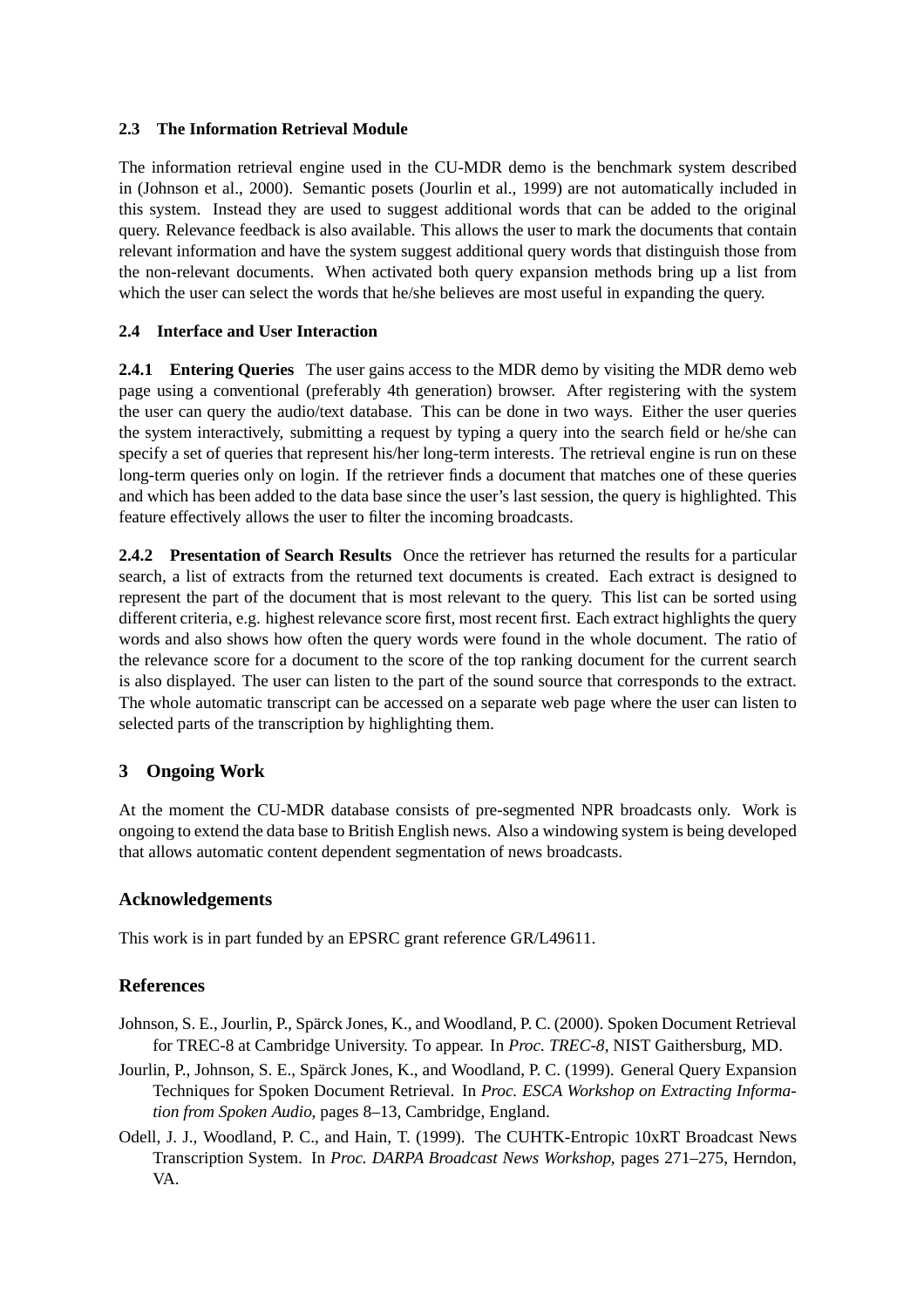### 2.3 The Information Retrieval Module

The information retrieval engine used in the CU-MDR demo is the benchmark system described in (Johnson et al., 2000). Semantic posets (Jourlin et al., 1999) are not automatically included in this system. Instead they are used to suggest additional words that can be added to the original query. Relevance feedback is also available. This allows the user to mark the documents that contain relevant information and have the system suggest additional query words that distinguish those from the non-relevant documents. When activated both query expansion methods bring up a list from which the user can select the words that he/she believes are most useful in expanding the query.

### 2.4 Interface and User Interaction

**2.4.1 Entering Queries** The user gains access to the MDR demo by visiting the MDR demo web page using a conventional (preferably 4th generation) browser. After registering with the system the user can query the audio/text database. This can be done in two ways. Either the user queries the system interactively, submitting a request by typing a query into the search field or he/she can specify a set of queries that represent his/her long-term interests. The retrieval engine is run on these long-term queries only on login. If the retriever finds a document that matches one of these queries and which has been added to the data base since the user's last session, the query is highlighted. This feature effectively allows the user to filter the incoming broadcasts.

**2.4.2 Presentation of Search Results** Once the retriever has returned the results for a particular search, a list of extracts from the returned text documents is created. Each extract is designed to represent the part of the document that is most relevant to the query. This list can be sorted using different criteria, e.g. highest relevance score first, most recent first. Each extract highlights the query words and also shows how often the query words were found in the whole document. The ratio of the relevance score for a document to the score of the top ranking document for the current search is also displayed. The user can listen to the part of the sound source that corresponds to the extract. The whole automatic transcript can be accessed on a separate web page where the user can listen to selected parts of the transcription by highlighting them.

## 3 Ongoing Work

At the moment the CU-MDR database consists of pre-segmented NPR broadcasts only. Work is ongoing to extend the data base to British English news. Also a windowing system is being developed that allows automatic content dependent segmentation of news broadcasts.

## Acknowledgements

This work is in part funded by an EPSRC grant reference GR/L49611.

## References

Johnson, S. E., Jourlin, P., Spärck Jones, K., and Woodland, P. C. (2000). Spoken Document Retrieval for TREC-8 at Cambridge University. To appear. In *Proc. TREC-8*, NIST Gaithersburg, MD.

Jourlin, P., Johnson, S. E., Spärck Jones, K., and Woodland, P. C. (1999). General Query Expansion Techniques for Spoken Document Retrieval. In *Proc. ESCA Workshop on Extracting Information from Spoken Audio*, pages 8–13, Cambridge, England.

Odell, J. J., Woodland, P. C., and Hain, T. (1999). The CUHTK-Entropic 10xRT Broadcast News Transcription System. In *Proc. DARPA Broadcast News Workshop*, pages 271–275, Herndon, VA.